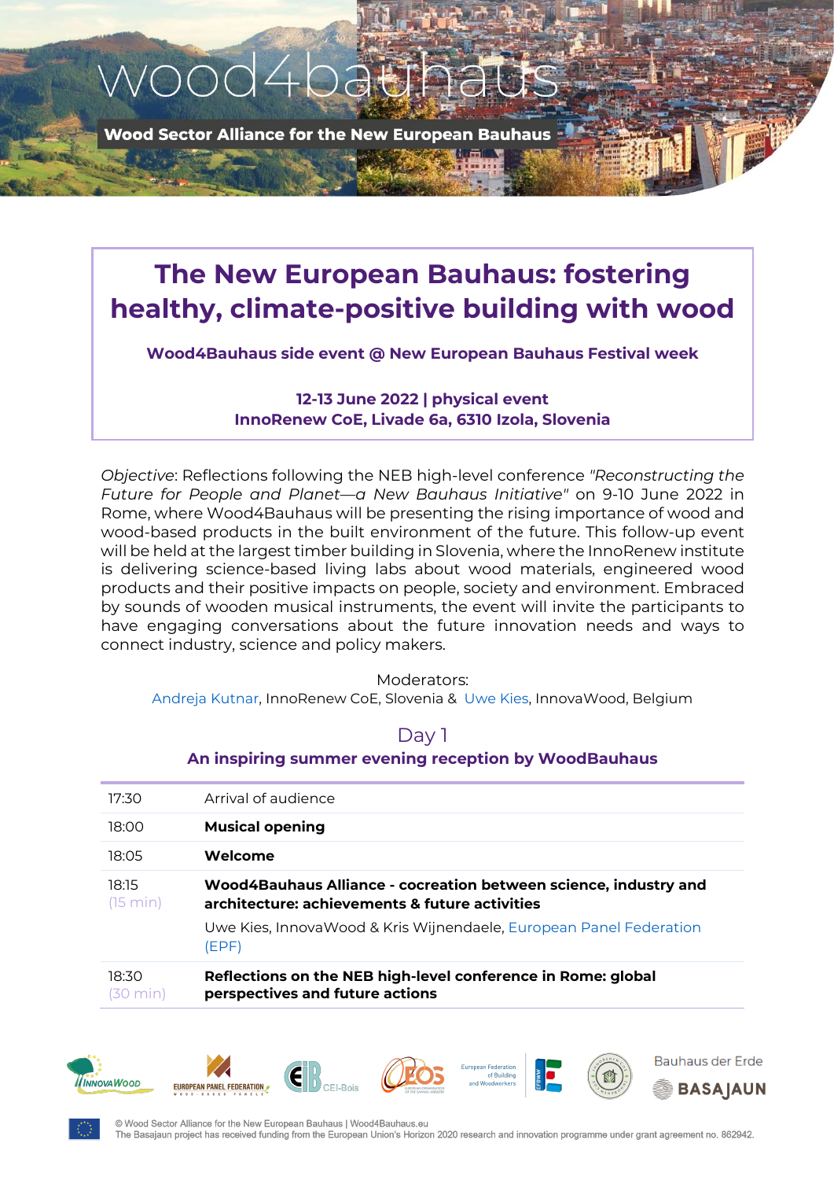wood4bauhaus

**Wood Sector Alliance for the New European Bauhaus**

# The New European Bauhaus: fostering healthy, climate-positive building with wood

**Wood4Bauhaus side event @ New European Bauhaus Festival week**

**12-13 June 2022 | physical event**
**InnoRenew CoE, Livade 6a, 6310 Izola, Slovenia**

*Objective*: Reflections following the NEB high-level conference *"Reconstructing the Future for People and Planet—a New Bauhaus Initiative"* on 9-10 June 2022 in Rome, where Wood4Bauhaus will be presenting the rising importance of wood and wood-based products in the built environment of the future. This follow-up event will be held at the largest timber building in Slovenia, where the InnoRenew institute is delivering science-based living labs about wood materials, engineered wood products and their positive impacts on people, society and environment. Embraced by sounds of wooden musical instruments, the event will invite the participants to have engaging conversations about the future innovation needs and ways to connect industry, science and policy makers.

Moderators:
Andreja Kutnar, InnoRenew CoE, Slovenia & Uwe Kies, InnovaWood, Belgium

## Day 1

### An inspiring summer evening reception by WoodBauhaus

| | |
|---|---|
| 17:30 | Arrival of audience |
| 18:00 | **Musical opening** |
| 18:05 | **Welcome** |
| 18:15 (15 min) | **Wood4Bauhaus Alliance - cocreation between science, industry and architecture: achievements & future activities**<br>Uwe Kies, InnovaWood & Kris Wijnendaele, European Panel Federation (EPF) |
| 18:30 (30 min) | **Reflections on the NEB high-level conference in Rome: global perspectives and future actions** |

InnovaWood | European Panel Federation | CEI-Bois | EOS | European Federation of Building and Woodworkers | Bauhaus der Erde | BASAJAUN

© Wood Sector Alliance for the New European Bauhaus | Wood4Bauhaus.eu
The Basajaun project has received funding from the European Union's Horizon 2020 research and innovation programme under grant agreement no. 862942.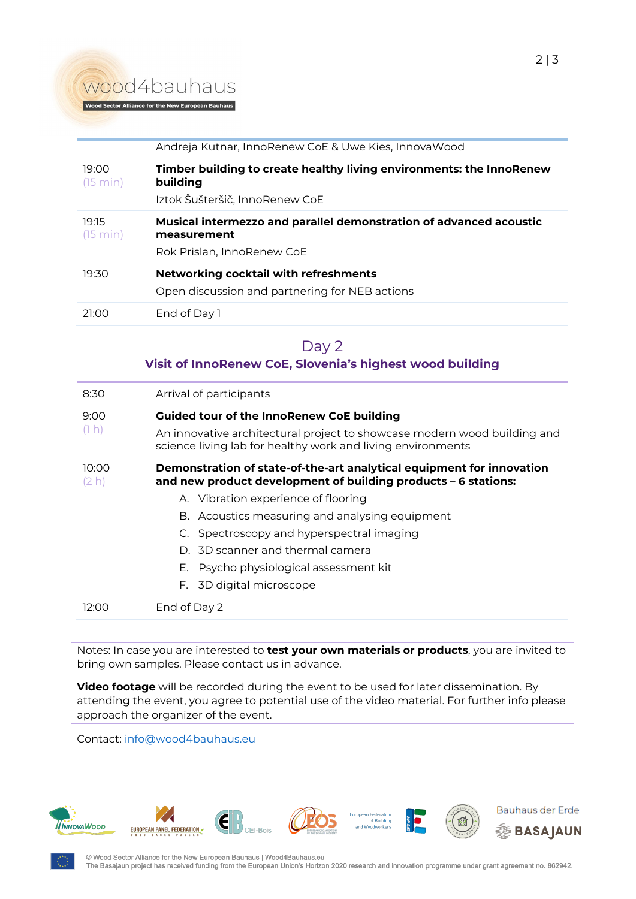| | |
|---|---|
| | Andreja Kutnar, InnoRenew CoE & Uwe Kies, InnovaWood |
| 19:00 (15 min) | **Timber building to create healthy living environments: the InnoRenew building**<br>Iztok Šušteršič, InnoRenew CoE |
| 19:15 (15 min) | **Musical intermezzo and parallel demonstration of advanced acoustic measurement**<br>Rok Prislan, InnoRenew CoE |
| 19:30 | **Networking cocktail with refreshments**<br>Open discussion and partnering for NEB actions |
| 21:00 | End of Day 1 |

## Day 2

### Visit of InnoRenew CoE, Slovenia's highest wood building

| | |
|---|---|
| 8:30 | Arrival of participants |
| 9:00 (1 h) | **Guided tour of the InnoRenew CoE building**<br>An innovative architectural project to showcase modern wood building and science living lab for healthy work and living environments |
| 10:00 (2 h) | **Demonstration of state-of-the-art analytical equipment for innovation and new product development of building products – 6 stations:**<br>A. Vibration experience of flooring<br>B. Acoustics measuring and analysing equipment<br>C. Spectroscopy and hyperspectral imaging<br>D. 3D scanner and thermal camera<br>E. Psycho physiological assessment kit<br>F. 3D digital microscope |
| 12:00 | End of Day 2 |

Notes: In case you are interested to **test your own materials or products**, you are invited to bring own samples. Please contact us in advance.

**Video footage** will be recorded during the event to be used for later dissemination. By attending the event, you agree to potential use of the video material. For further info please approach the organizer of the event.

Contact: info@wood4bauhaus.eu

© Wood Sector Alliance for the New European Bauhaus | Wood4Bauhaus.eu
The Basajaun project has received funding from the European Union's Horizon 2020 research and innovation programme under grant agreement no. 862942.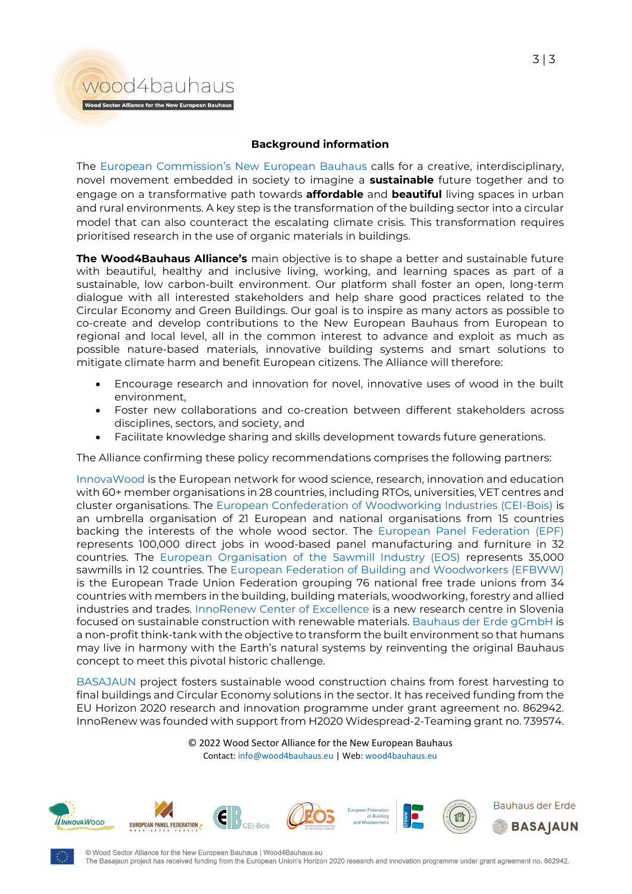## Background information

The European Commission's New European Bauhaus calls for a creative, interdisciplinary, novel movement embedded in society to imagine a **sustainable** future together and to engage on a transformative path towards **affordable** and **beautiful** living spaces in urban and rural environments. A key step is the transformation of the building sector into a circular model that can also counteract the escalating climate crisis. This transformation requires prioritised research in the use of organic materials in buildings.

**The Wood4Bauhaus Alliance's** main objective is to shape a better and sustainable future with beautiful, healthy and inclusive living, working, and learning spaces as part of a sustainable, low carbon-built environment. Our platform shall foster an open, long-term dialogue with all interested stakeholders and help share good practices related to the Circular Economy and Green Buildings. Our goal is to inspire as many actors as possible to co-create and develop contributions to the New European Bauhaus from European to regional and local level, all in the common interest to advance and exploit as much as possible nature-based materials, innovative building systems and smart solutions to mitigate climate harm and benefit European citizens. The Alliance will therefore:

- Encourage research and innovation for novel, innovative uses of wood in the built environment,
- Foster new collaborations and co-creation between different stakeholders across disciplines, sectors, and society, and
- Facilitate knowledge sharing and skills development towards future generations.

The Alliance confirming these policy recommendations comprises the following partners:

InnovaWood is the European network for wood science, research, innovation and education with 60+ member organisations in 28 countries, including RTOs, universities, VET centres and cluster organisations. The European Confederation of Woodworking Industries (CEI-Bois) is an umbrella organisation of 21 European and national organisations from 15 countries backing the interests of the whole wood sector. The European Panel Federation (EPF) represents 100,000 direct jobs in wood-based panel manufacturing and furniture in 32 countries. The European Organisation of the Sawmill Industry (EOS) represents 35,000 sawmills in 12 countries. The European Federation of Building and Woodworkers (EFBWW) is the European Trade Union Federation grouping 76 national free trade unions from 34 countries with members in the building, building materials, woodworking, forestry and allied industries and trades. InnoRenew Center of Excellence is a new research centre in Slovenia focused on sustainable construction with renewable materials. Bauhaus der Erde gGmbH is a non-profit think-tank with the objective to transform the built environment so that humans may live in harmony with the Earth's natural systems by reinventing the original Bauhaus concept to meet this pivotal historic challenge.

BASAJAUN project fosters sustainable wood construction chains from forest harvesting to final buildings and Circular Economy solutions in the sector. It has received funding from the EU Horizon 2020 research and innovation programme under grant agreement no. 862942. InnoRenew was founded with support from H2020 Widespread-2-Teaming grant no. 739574.

© 2022 Wood Sector Alliance for the New European Bauhaus
Contact: info@wood4bauhaus.eu | Web: wood4bauhaus.eu

© Wood Sector Alliance for the New European Bauhaus | Wood4Bauhaus.eu
The Basajaun project has received funding from the European Union's Horizon 2020 research and innovation programme under grant agreement no. 862942.